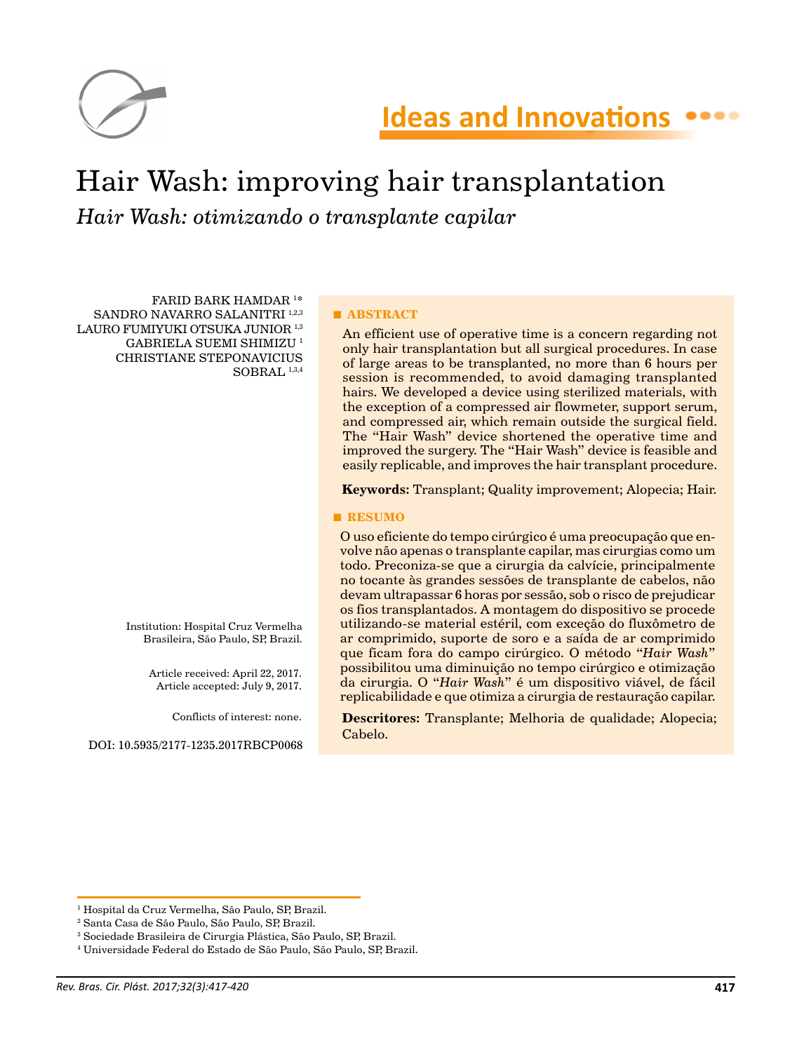Ideas and Innovations

# Hair Wash: improving hair transplantation

*Hair Wash: otimizando o transplante capilar*

FARID BARK HAMDAR [1*]
SANDRO NAVARRO SALANITRI [1,2,3]
LAURO FUMIYUKI OTSUKA JUNIOR [1,3]
GABRIELA SUEMI SHIMIZU [1]
CHRISTIANE STEPONAVICIUS SOBRAL [1,3,4]

## ■ ABSTRACT

An efficient use of operative time is a concern regarding not only hair transplantation but all surgical procedures. In case of large areas to be transplanted, no more than 6 hours per session is recommended, to avoid damaging transplanted hairs. We developed a device using sterilized materials, with the exception of a compressed air flowmeter, support serum, and compressed air, which remain outside the surgical field. The "Hair Wash" device shortened the operative time and improved the surgery. The "Hair Wash" device is feasible and easily replicable, and improves the hair transplant procedure.

**Keywords:** Transplant; Quality improvement; Alopecia; Hair.

## ■ RESUMO

O uso eficiente do tempo cirúrgico é uma preocupação que envolve não apenas o transplante capilar, mas cirurgias como um todo. Preconiza-se que a cirurgia da calvície, principalmente no tocante às grandes sessões de transplante de cabelos, não devam ultrapassar 6 horas por sessão, sob o risco de prejudicar os fios transplantados. A montagem do dispositivo se procede utilizando-se material estéril, com exceção do fluxômetro de ar comprimido, suporte de soro e a saída de ar comprimido que ficam fora do campo cirúrgico. O método "*Hair Wash*" possibilitou uma diminuição no tempo cirúrgico e otimização da cirurgia. O "*Hair Wash*" é um dispositivo viável, de fácil replicabilidade e que otimiza a cirurgia de restauração capilar.

**Descritores:** Transplante; Melhoria de qualidade; Alopecia; Cabelo.

Institution: Hospital Cruz Vermelha Brasileira, São Paulo, SP, Brazil.

Article received: April 22, 2017.
Article accepted: July 9, 2017.

Conflicts of interest: none.

DOI: 10.5935/2177-1235.2017RBCP0068

[1] Hospital da Cruz Vermelha, São Paulo, SP, Brazil.
[2] Santa Casa de São Paulo, São Paulo, SP, Brazil.
[3] Sociedade Brasileira de Cirurgia Plástica, São Paulo, SP, Brazil.
[4] Universidade Federal do Estado de São Paulo, São Paulo, SP, Brazil.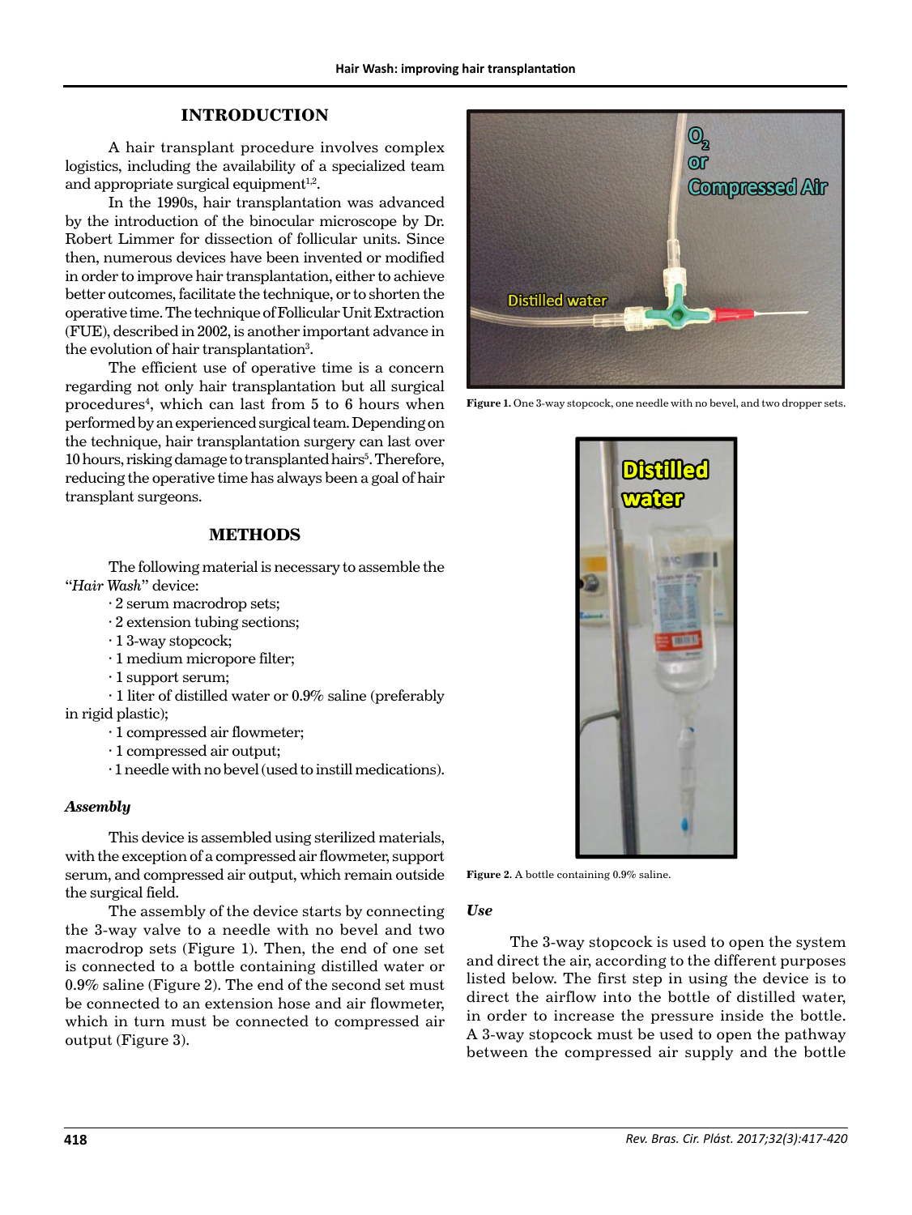## INTRODUCTION

A hair transplant procedure involves complex logistics, including the availability of a specialized team and appropriate surgical equipment[1,2].

In the 1990s, hair transplantation was advanced by the introduction of the binocular microscope by Dr. Robert Limmer for dissection of follicular units. Since then, numerous devices have been invented or modified in order to improve hair transplantation, either to achieve better outcomes, facilitate the technique, or to shorten the operative time. The technique of Follicular Unit Extraction (FUE), described in 2002, is another important advance in the evolution of hair transplantation[3].

The efficient use of operative time is a concern regarding not only hair transplantation but all surgical procedures[4], which can last from 5 to 6 hours when performed by an experienced surgical team. Depending on the technique, hair transplantation surgery can last over 10 hours, risking damage to transplanted hairs[5]. Therefore, reducing the operative time has always been a goal of hair transplant surgeons.

## METHODS

The following material is necessary to assemble the "*Hair Wash*" device:

- 2 serum macrodrop sets;
- 2 extension tubing sections;
- 1 3-way stopcock;
- 1 medium micropore filter;
- 1 support serum;
- 1 liter of distilled water or 0.9% saline (preferably in rigid plastic);
- 1 compressed air flowmeter;
- 1 compressed air output;
- 1 needle with no bevel (used to instill medications).

### *Assembly*

This device is assembled using sterilized materials, with the exception of a compressed air flowmeter, support serum, and compressed air output, which remain outside the surgical field.

The assembly of the device starts by connecting the 3-way valve to a needle with no bevel and two macrodrop sets (Figure 1). Then, the end of one set is connected to a bottle containing distilled water or 0.9% saline (Figure 2). The end of the second set must be connected to an extension hose and air flowmeter, which in turn must be connected to compressed air output (Figure 3).

**Figure 1.** One 3-way stopcock, one needle with no bevel, and two dropper sets.

**Figure 2.** A bottle containing 0.9% saline.

### *Use*

The 3-way stopcock is used to open the system and direct the air, according to the different purposes listed below. The first step in using the device is to direct the airflow into the bottle of distilled water, in order to increase the pressure inside the bottle. A 3-way stopcock must be used to open the pathway between the compressed air supply and the bottle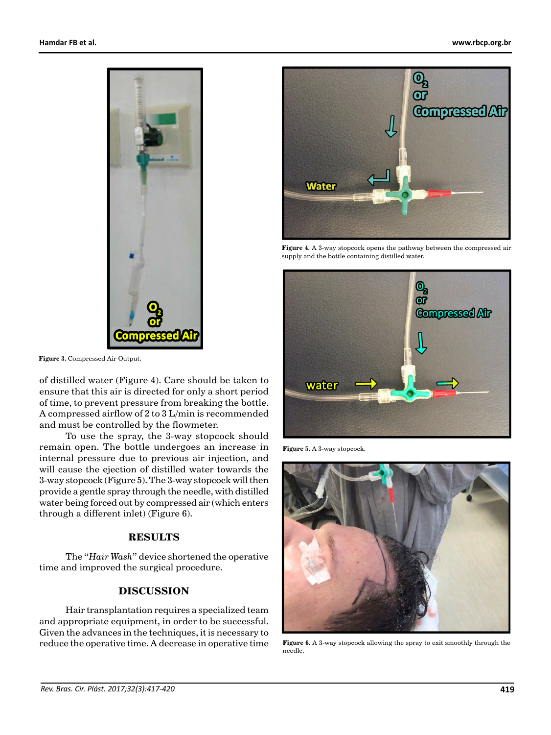Figure 3. Compressed Air Output.

of distilled water (Figure 4). Care should be taken to ensure that this air is directed for only a short period of time, to prevent pressure from breaking the bottle. A compressed airflow of 2 to 3 L/min is recommended and must be controlled by the flowmeter.

To use the spray, the 3-way stopcock should remain open. The bottle undergoes an increase in internal pressure due to previous air injection, and will cause the ejection of distilled water towards the 3-way stopcock (Figure 5). The 3-way stopcock will then provide a gentle spray through the needle, with distilled water being forced out by compressed air (which enters through a different inlet) (Figure 6).

## RESULTS

The "*Hair Wash*" device shortened the operative time and improved the surgical procedure.

## DISCUSSION

Hair transplantation requires a specialized team and appropriate equipment, in order to be successful. Given the advances in the techniques, it is necessary to reduce the operative time. A decrease in operative time

**Figure 4.** A 3-way stopcock opens the pathway between the compressed air supply and the bottle containing distilled water.

**Figure 5.** A 3-way stopcock.

**Figure 6.** A 3-way stopcock allowing the spray to exit smoothly through the needle.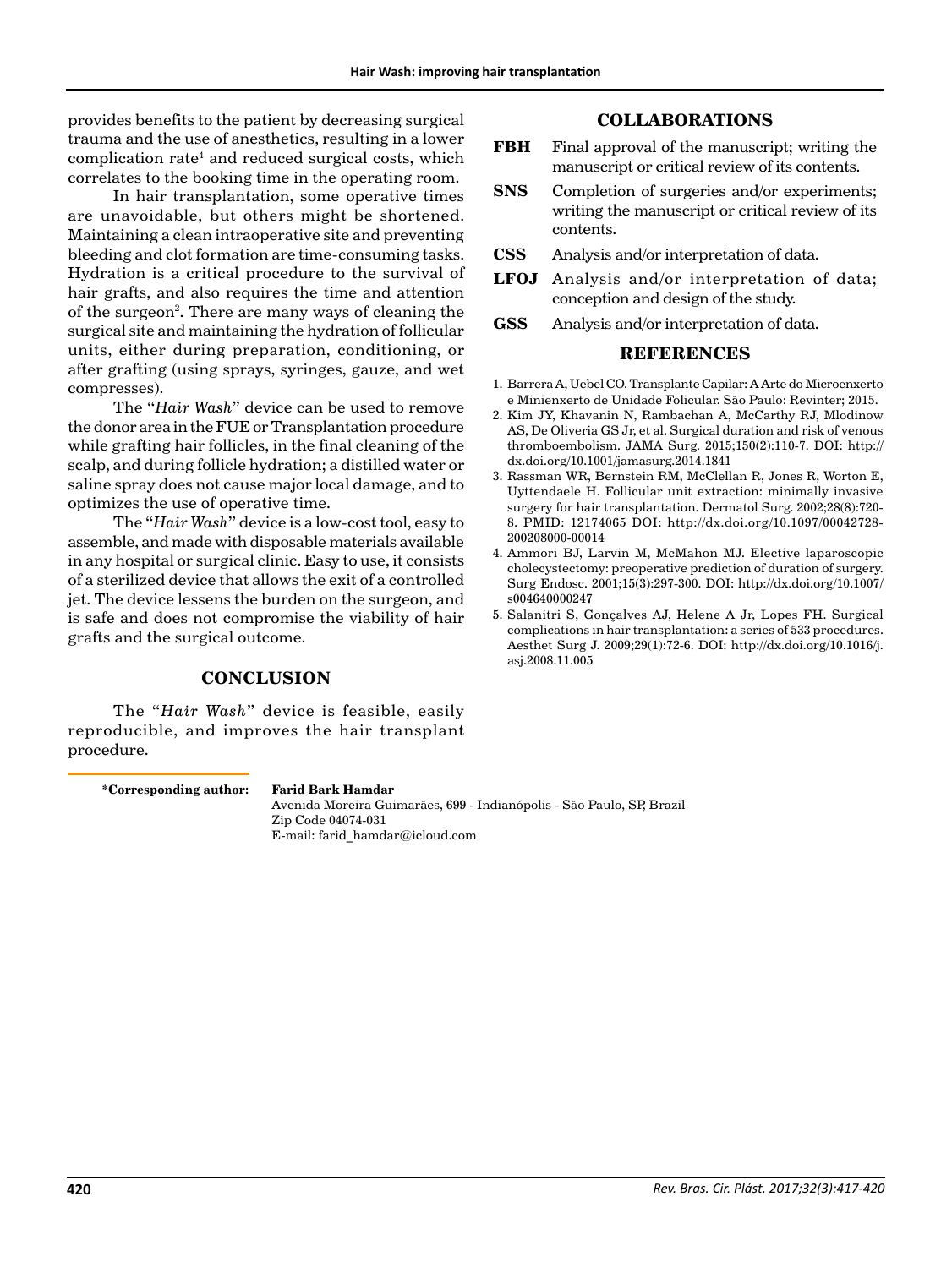provides benefits to the patient by decreasing surgical trauma and the use of anesthetics, resulting in a lower complication rate[4] and reduced surgical costs, which correlates to the booking time in the operating room.

In hair transplantation, some operative times are unavoidable, but others might be shortened. Maintaining a clean intraoperative site and preventing bleeding and clot formation are time-consuming tasks. Hydration is a critical procedure to the survival of hair grafts, and also requires the time and attention of the surgeon[2]. There are many ways of cleaning the surgical site and maintaining the hydration of follicular units, either during preparation, conditioning, or after grafting (using sprays, syringes, gauze, and wet compresses).

The "*Hair Wash*" device can be used to remove the donor area in the FUE or Transplantation procedure while grafting hair follicles, in the final cleaning of the scalp, and during follicle hydration; a distilled water or saline spray does not cause major local damage, and to optimizes the use of operative time.

The "*Hair Wash*" device is a low-cost tool, easy to assemble, and made with disposable materials available in any hospital or surgical clinic. Easy to use, it consists of a sterilized device that allows the exit of a controlled jet. The device lessens the burden on the surgeon, and is safe and does not compromise the viability of hair grafts and the surgical outcome.

## CONCLUSION

The "*Hair Wash*" device is feasible, easily reproducible, and improves the hair transplant procedure.

## COLLABORATIONS

**FBH** Final approval of the manuscript; writing the manuscript or critical review of its contents.

**SNS** Completion of surgeries and/or experiments; writing the manuscript or critical review of its contents.

**CSS** Analysis and/or interpretation of data.

**LFOJ** Analysis and/or interpretation of data; conception and design of the study.

**GSS** Analysis and/or interpretation of data.

## REFERENCES

1. Barrera A, Uebel CO. Transplante Capilar: A Arte do Microenxerto e Minienxerto de Unidade Folicular. São Paulo: Revinter; 2015.
2. Kim JY, Khavanin N, Rambachan A, McCarthy RJ, Mlodinow AS, De Oliveria GS Jr, et al. Surgical duration and risk of venous thromboembolism. JAMA Surg. 2015;150(2):110-7. DOI: http://dx.doi.org/10.1001/jamasurg.2014.1841
3. Rassman WR, Bernstein RM, McClellan R, Jones R, Worton E, Uyttendaele H. Follicular unit extraction: minimally invasive surgery for hair transplantation. Dermatol Surg. 2002;28(8):720-8. PMID: 12174065 DOI: http://dx.doi.org/10.1097/00042728-200208000-00014
4. Ammori BJ, Larvin M, McMahon MJ. Elective laparoscopic cholecystectomy: preoperative prediction of duration of surgery. Surg Endosc. 2001;15(3):297-300. DOI: http://dx.doi.org/10.1007/s004640000247
5. Salanitri S, Gonçalves AJ, Helene A Jr, Lopes FH. Surgical complications in hair transplantation: a series of 533 procedures. Aesthet Surg J. 2009;29(1):72-6. DOI: http://dx.doi.org/10.1016/j.asj.2008.11.005

**\*Corresponding author:** **Farid Bark Hamdar**
Avenida Moreira Guimarães, 699 - Indianópolis - São Paulo, SP, Brazil
Zip Code 04074-031
E-mail: farid_hamdar@icloud.com